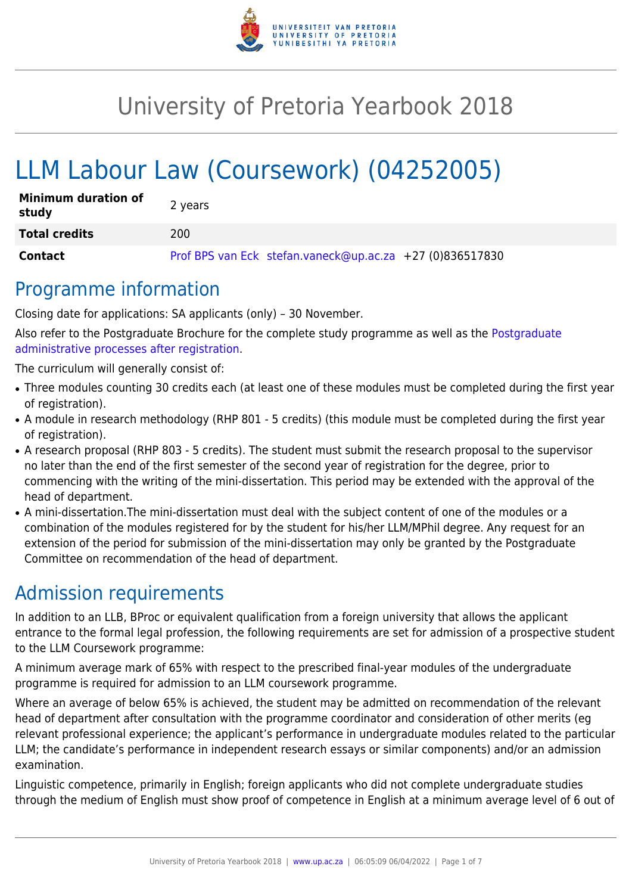# University of Pretoria Yearbook 2018

# LLM Labour Law (Coursework) (04252005)

| | |
|---|---|
| **Minimum duration of study** | 2 years |
| **Total credits** | 200 |
| **Contact** | Prof BPS van Eck stefan.vaneck@up.ac.za +27 (0)836517830 |

## Programme information

Closing date for applications: SA applicants (only) – 30 November.

Also refer to the Postgraduate Brochure for the complete study programme as well as the Postgraduate administrative processes after registration.

The curriculum will generally consist of:

- Three modules counting 30 credits each (at least one of these modules must be completed during the first year of registration).
- A module in research methodology (RHP 801 - 5 credits) (this module must be completed during the first year of registration).
- A research proposal (RHP 803 - 5 credits). The student must submit the research proposal to the supervisor no later than the end of the first semester of the second year of registration for the degree, prior to commencing with the writing of the mini-dissertation. This period may be extended with the approval of the head of department.
- A mini-dissertation.The mini-dissertation must deal with the subject content of one of the modules or a combination of the modules registered for by the student for his/her LLM/MPhil degree. Any request for an extension of the period for submission of the mini-dissertation may only be granted by the Postgraduate Committee on recommendation of the head of department.

## Admission requirements

In addition to an LLB, BProc or equivalent qualification from a foreign university that allows the applicant entrance to the formal legal profession, the following requirements are set for admission of a prospective student to the LLM Coursework programme:

A minimum average mark of 65% with respect to the prescribed final-year modules of the undergraduate programme is required for admission to an LLM coursework programme.

Where an average of below 65% is achieved, the student may be admitted on recommendation of the relevant head of department after consultation with the programme coordinator and consideration of other merits (eg relevant professional experience; the applicant's performance in undergraduate modules related to the particular LLM; the candidate's performance in independent research essays or similar components) and/or an admission examination.

Linguistic competence, primarily in English; foreign applicants who did not complete undergraduate studies through the medium of English must show proof of competence in English at a minimum average level of 6 out of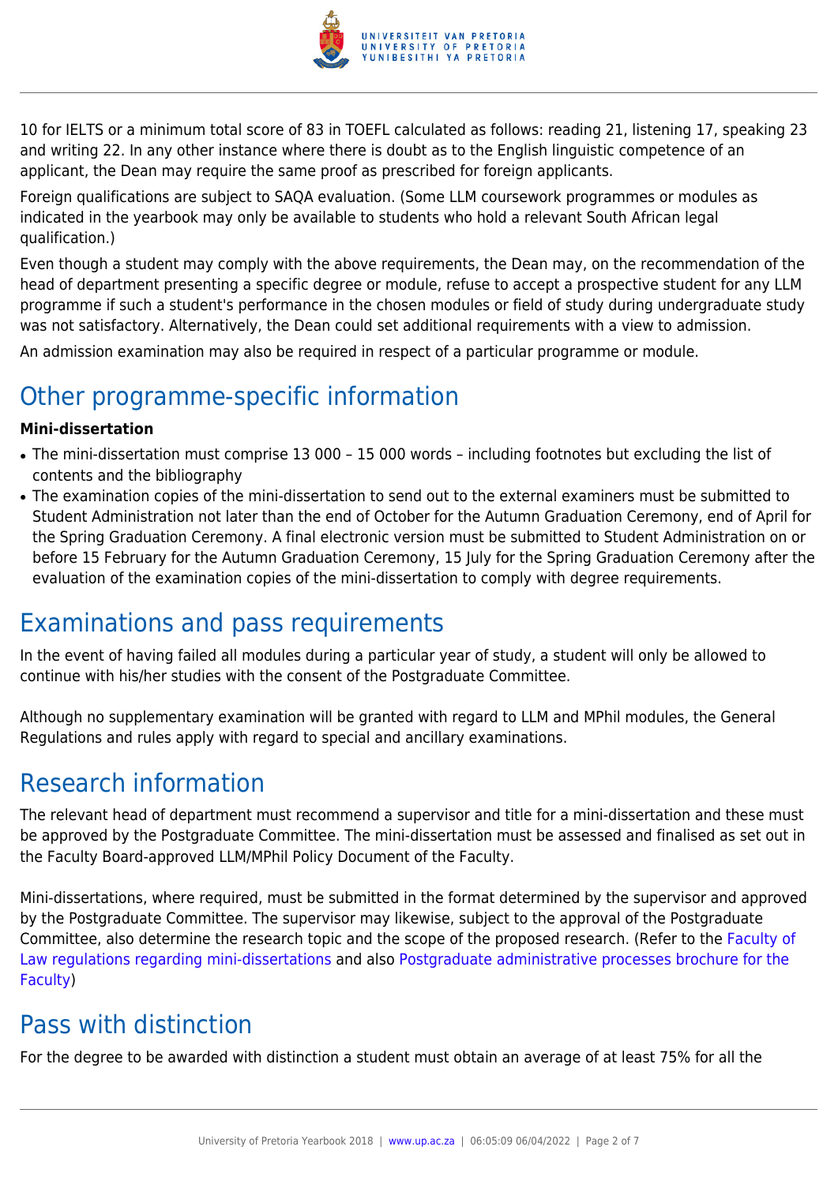10 for IELTS or a minimum total score of 83 in TOEFL calculated as follows: reading 21, listening 17, speaking 23 and writing 22. In any other instance where there is doubt as to the English linguistic competence of an applicant, the Dean may require the same proof as prescribed for foreign applicants.

Foreign qualifications are subject to SAQA evaluation. (Some LLM coursework programmes or modules as indicated in the yearbook may only be available to students who hold a relevant South African legal qualification.)

Even though a student may comply with the above requirements, the Dean may, on the recommendation of the head of department presenting a specific degree or module, refuse to accept a prospective student for any LLM programme if such a student's performance in the chosen modules or field of study during undergraduate study was not satisfactory. Alternatively, the Dean could set additional requirements with a view to admission.

An admission examination may also be required in respect of a particular programme or module.

## Other programme-specific information

**Mini-dissertation**

- The mini-dissertation must comprise 13 000 – 15 000 words – including footnotes but excluding the list of contents and the bibliography
- The examination copies of the mini-dissertation to send out to the external examiners must be submitted to Student Administration not later than the end of October for the Autumn Graduation Ceremony, end of April for the Spring Graduation Ceremony. A final electronic version must be submitted to Student Administration on or before 15 February for the Autumn Graduation Ceremony, 15 July for the Spring Graduation Ceremony after the evaluation of the examination copies of the mini-dissertation to comply with degree requirements.

## Examinations and pass requirements

In the event of having failed all modules during a particular year of study, a student will only be allowed to continue with his/her studies with the consent of the Postgraduate Committee.

Although no supplementary examination will be granted with regard to LLM and MPhil modules, the General Regulations and rules apply with regard to special and ancillary examinations.

## Research information

The relevant head of department must recommend a supervisor and title for a mini-dissertation and these must be approved by the Postgraduate Committee. The mini-dissertation must be assessed and finalised as set out in the Faculty Board-approved LLM/MPhil Policy Document of the Faculty.

Mini-dissertations, where required, must be submitted in the format determined by the supervisor and approved by the Postgraduate Committee. The supervisor may likewise, subject to the approval of the Postgraduate Committee, also determine the research topic and the scope of the proposed research. (Refer to the Faculty of Law regulations regarding mini-dissertations and also Postgraduate administrative processes brochure for the Faculty)

## Pass with distinction

For the degree to be awarded with distinction a student must obtain an average of at least 75% for all the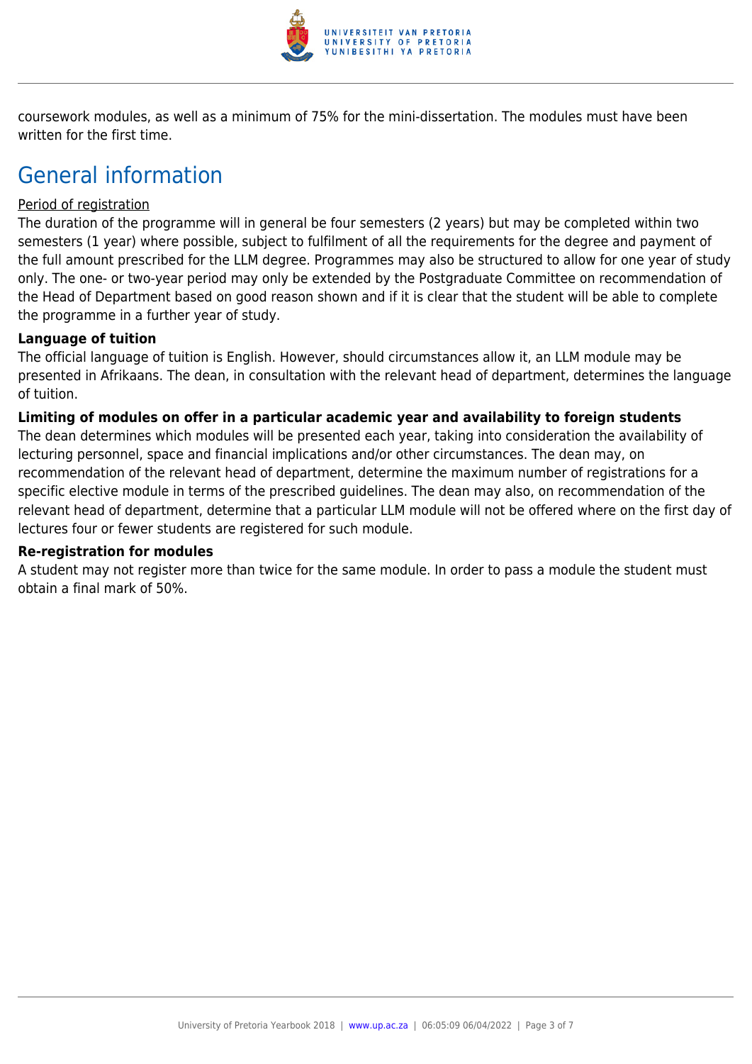coursework modules, as well as a minimum of 75% for the mini-dissertation. The modules must have been written for the first time.

# General information

Period of registration

The duration of the programme will in general be four semesters (2 years) but may be completed within two semesters (1 year) where possible, subject to fulfilment of all the requirements for the degree and payment of the full amount prescribed for the LLM degree. Programmes may also be structured to allow for one year of study only. The one- or two-year period may only be extended by the Postgraduate Committee on recommendation of the Head of Department based on good reason shown and if it is clear that the student will be able to complete the programme in a further year of study.

**Language of tuition**

The official language of tuition is English. However, should circumstances allow it, an LLM module may be presented in Afrikaans. The dean, in consultation with the relevant head of department, determines the language of tuition.

**Limiting of modules on offer in a particular academic year and availability to foreign students**

The dean determines which modules will be presented each year, taking into consideration the availability of lecturing personnel, space and financial implications and/or other circumstances. The dean may, on recommendation of the relevant head of department, determine the maximum number of registrations for a specific elective module in terms of the prescribed guidelines. The dean may also, on recommendation of the relevant head of department, determine that a particular LLM module will not be offered where on the first day of lectures four or fewer students are registered for such module.

**Re-registration for modules**

A student may not register more than twice for the same module. In order to pass a module the student must obtain a final mark of 50%.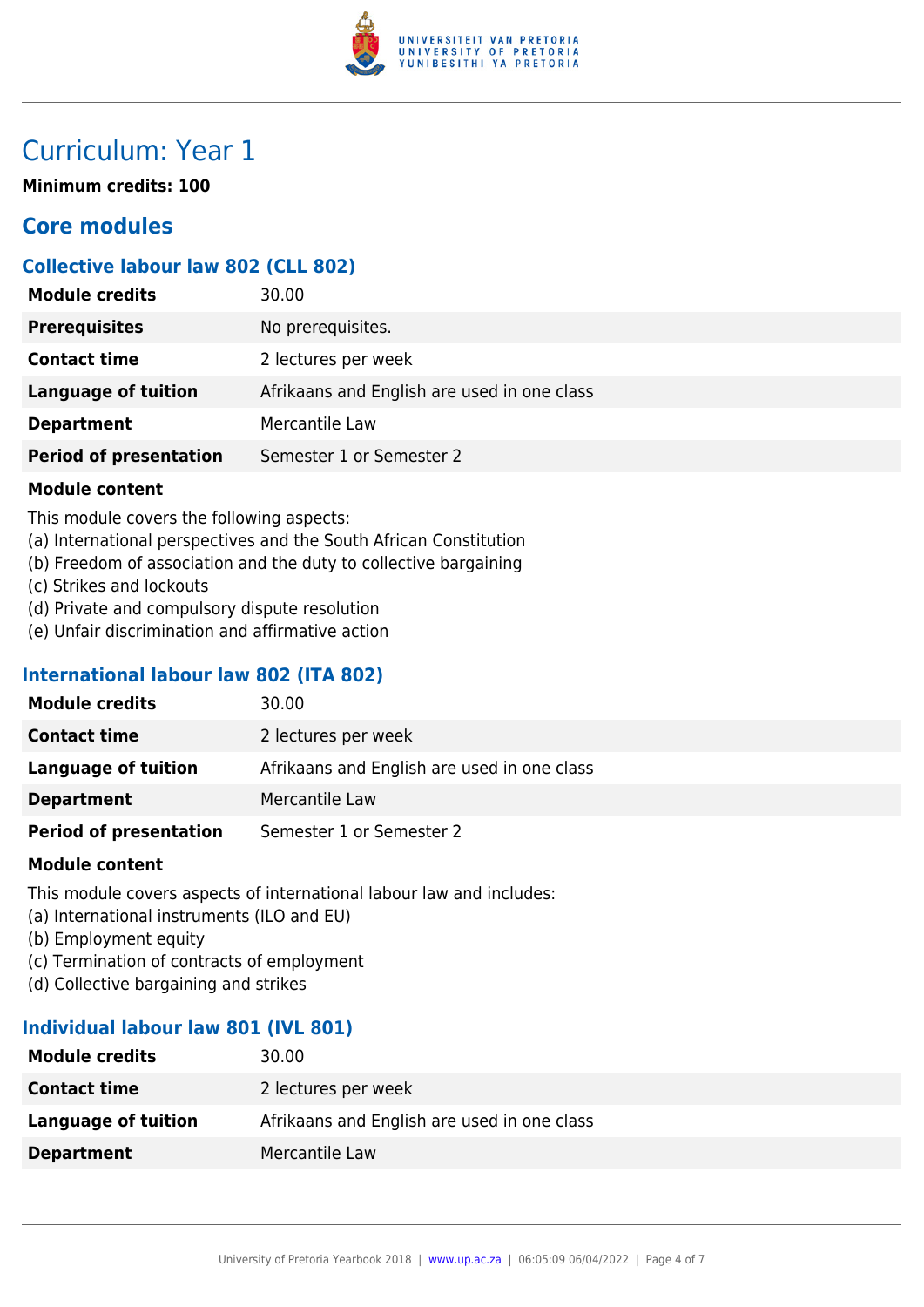# Curriculum: Year 1

**Minimum credits: 100**

## Core modules

### Collective labour law 802 (CLL 802)

| | |
|---|---|
| **Module credits** | 30.00 |
| **Prerequisites** | No prerequisites. |
| **Contact time** | 2 lectures per week |
| **Language of tuition** | Afrikaans and English are used in one class |
| **Department** | Mercantile Law |
| **Period of presentation** | Semester 1 or Semester 2 |

**Module content**

This module covers the following aspects:
(a) International perspectives and the South African Constitution
(b) Freedom of association and the duty to collective bargaining
(c) Strikes and lockouts
(d) Private and compulsory dispute resolution
(e) Unfair discrimination and affirmative action

### International labour law 802 (ITA 802)

| | |
|---|---|
| **Module credits** | 30.00 |
| **Contact time** | 2 lectures per week |
| **Language of tuition** | Afrikaans and English are used in one class |
| **Department** | Mercantile Law |
| **Period of presentation** | Semester 1 or Semester 2 |

**Module content**

This module covers aspects of international labour law and includes:
(a) International instruments (ILO and EU)
(b) Employment equity
(c) Termination of contracts of employment
(d) Collective bargaining and strikes

### Individual labour law 801 (IVL 801)

| | |
|---|---|
| **Module credits** | 30.00 |
| **Contact time** | 2 lectures per week |
| **Language of tuition** | Afrikaans and English are used in one class |
| **Department** | Mercantile Law |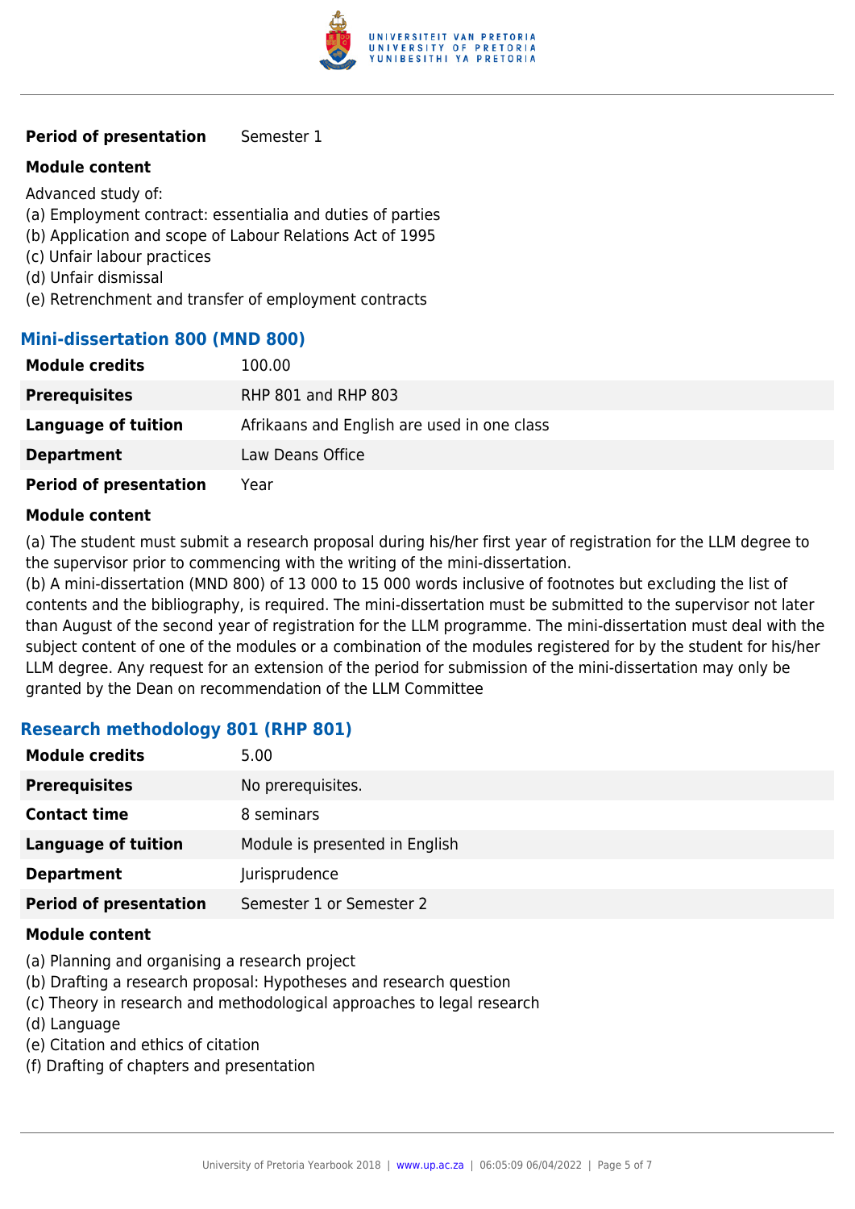| | |
|---|---|
| **Period of presentation** | Semester 1 |

**Module content**

Advanced study of:
(a) Employment contract: essentialia and duties of parties
(b) Application and scope of Labour Relations Act of 1995
(c) Unfair labour practices
(d) Unfair dismissal
(e) Retrenchment and transfer of employment contracts

### Mini-dissertation 800 (MND 800)

| | |
|---|---|
| **Module credits** | 100.00 |
| **Prerequisites** | RHP 801 and RHP 803 |
| **Language of tuition** | Afrikaans and English are used in one class |
| **Department** | Law Deans Office |
| **Period of presentation** | Year |

**Module content**

(a) The student must submit a research proposal during his/her first year of registration for the LLM degree to the supervisor prior to commencing with the writing of the mini-dissertation.
(b) A mini-dissertation (MND 800) of 13 000 to 15 000 words inclusive of footnotes but excluding the list of contents and the bibliography, is required. The mini-dissertation must be submitted to the supervisor not later than August of the second year of registration for the LLM programme. The mini-dissertation must deal with the subject content of one of the modules or a combination of the modules registered for by the student for his/her LLM degree. Any request for an extension of the period for submission of the mini-dissertation may only be granted by the Dean on recommendation of the LLM Committee

### Research methodology 801 (RHP 801)

| | |
|---|---|
| **Module credits** | 5.00 |
| **Prerequisites** | No prerequisites. |
| **Contact time** | 8 seminars |
| **Language of tuition** | Module is presented in English |
| **Department** | Jurisprudence |
| **Period of presentation** | Semester 1 or Semester 2 |

**Module content**

(a) Planning and organising a research project
(b) Drafting a research proposal: Hypotheses and research question
(c) Theory in research and methodological approaches to legal research
(d) Language
(e) Citation and ethics of citation
(f) Drafting of chapters and presentation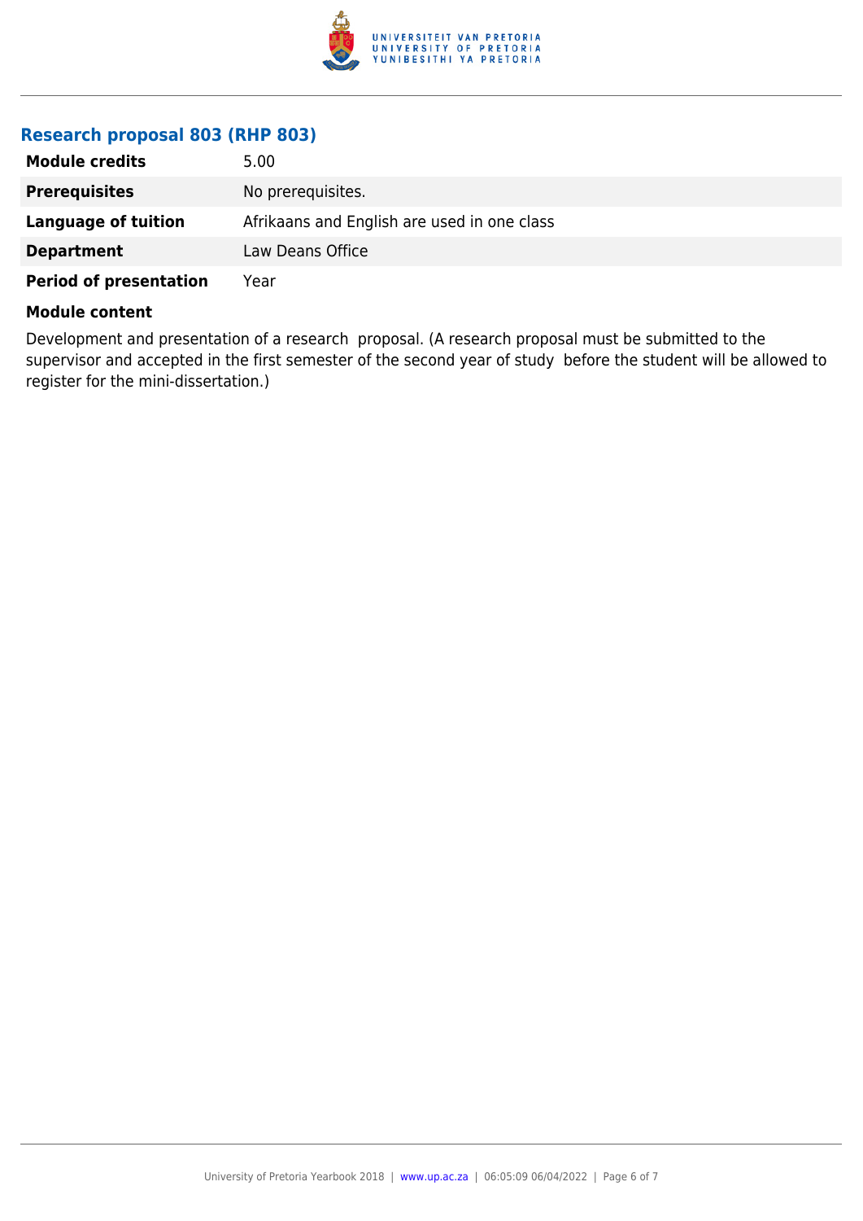### Research proposal 803 (RHP 803)

| | |
|---|---|
| **Module credits** | 5.00 |
| **Prerequisites** | No prerequisites. |
| **Language of tuition** | Afrikaans and English are used in one class |
| **Department** | Law Deans Office |
| **Period of presentation** | Year |

**Module content**

Development and presentation of a research proposal. (A research proposal must be submitted to the supervisor and accepted in the first semester of the second year of study before the student will be allowed to register for the mini-dissertation.)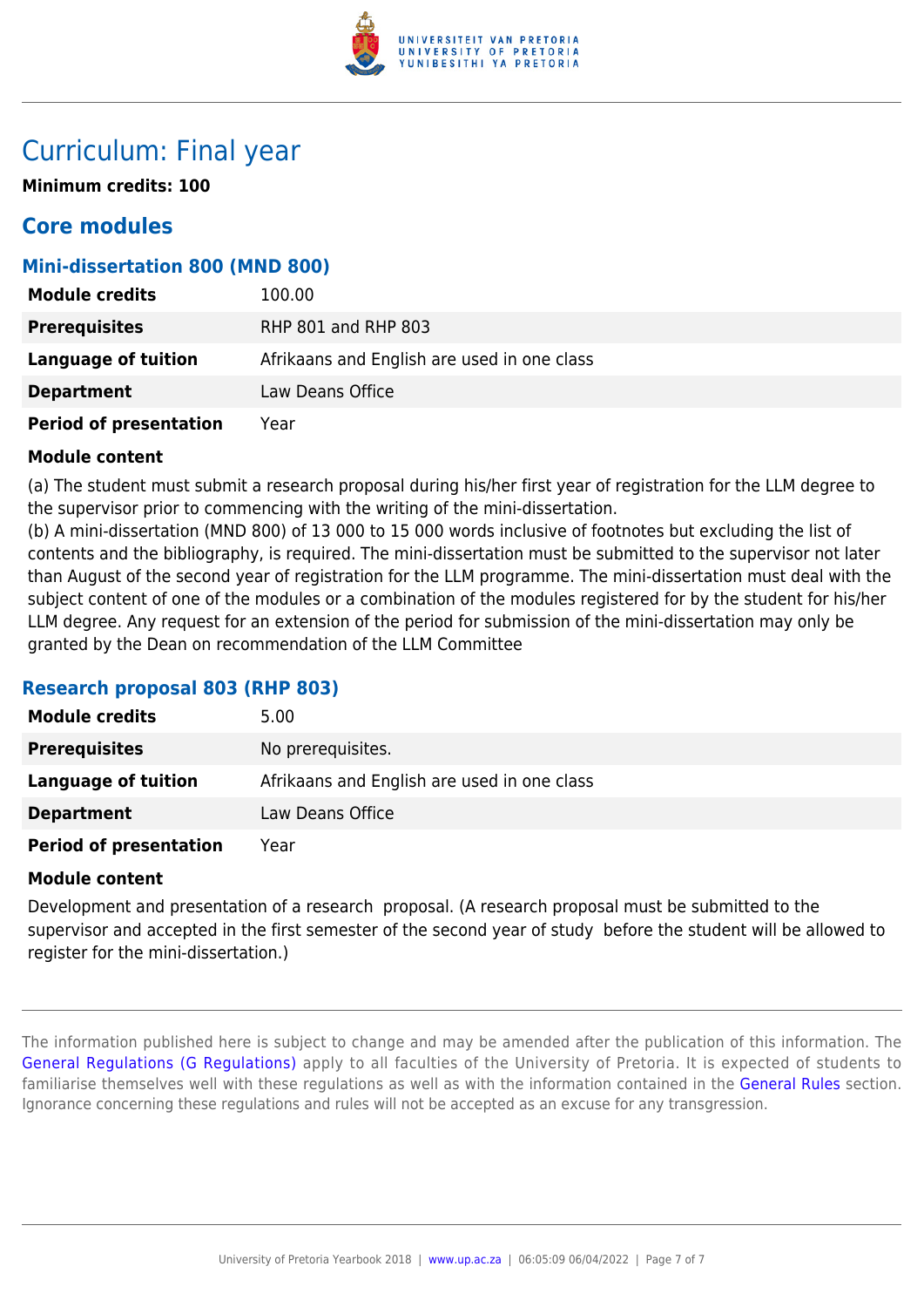# Curriculum: Final year

**Minimum credits: 100**

## Core modules

### Mini-dissertation 800 (MND 800)

| | |
|---|---|
| **Module credits** | 100.00 |
| **Prerequisites** | RHP 801 and RHP 803 |
| **Language of tuition** | Afrikaans and English are used in one class |
| **Department** | Law Deans Office |
| **Period of presentation** | Year |

**Module content**

(a) The student must submit a research proposal during his/her first year of registration for the LLM degree to the supervisor prior to commencing with the writing of the mini-dissertation.
(b) A mini-dissertation (MND 800) of 13 000 to 15 000 words inclusive of footnotes but excluding the list of contents and the bibliography, is required. The mini-dissertation must be submitted to the supervisor not later than August of the second year of registration for the LLM programme. The mini-dissertation must deal with the subject content of one of the modules or a combination of the modules registered for by the student for his/her LLM degree. Any request for an extension of the period for submission of the mini-dissertation may only be granted by the Dean on recommendation of the LLM Committee

### Research proposal 803 (RHP 803)

| | |
|---|---|
| **Module credits** | 5.00 |
| **Prerequisites** | No prerequisites. |
| **Language of tuition** | Afrikaans and English are used in one class |
| **Department** | Law Deans Office |
| **Period of presentation** | Year |

**Module content**

Development and presentation of a research proposal. (A research proposal must be submitted to the supervisor and accepted in the first semester of the second year of study before the student will be allowed to register for the mini-dissertation.)

The information published here is subject to change and may be amended after the publication of this information. The General Regulations (G Regulations) apply to all faculties of the University of Pretoria. It is expected of students to familiarise themselves well with these regulations as well as with the information contained in the General Rules section. Ignorance concerning these regulations and rules will not be accepted as an excuse for any transgression.